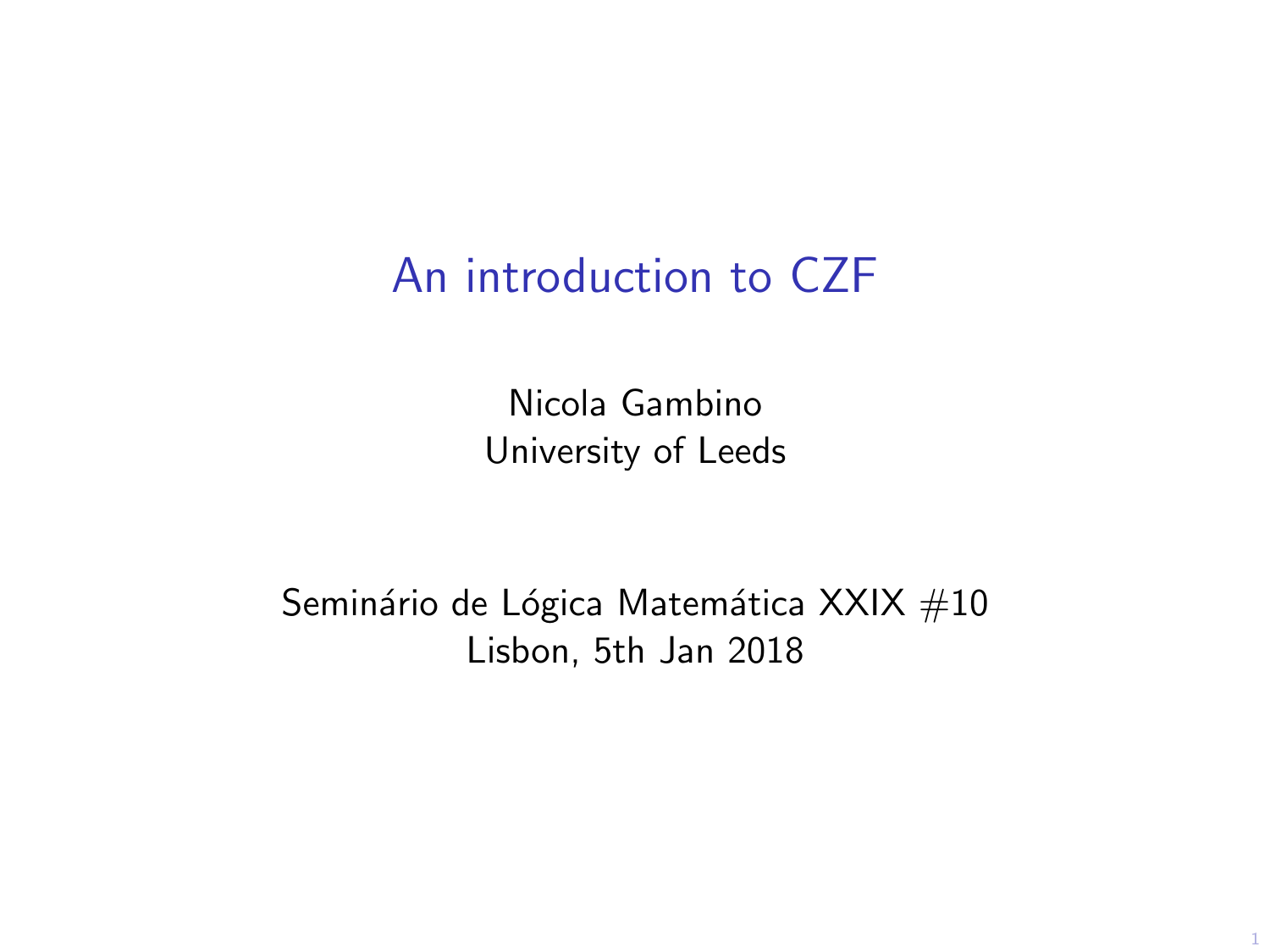# An introduction to CZF

Nicola Gambino
University of Leeds

Seminário de Lógica Matemática XXIX #10
Lisbon, 5th Jan 2018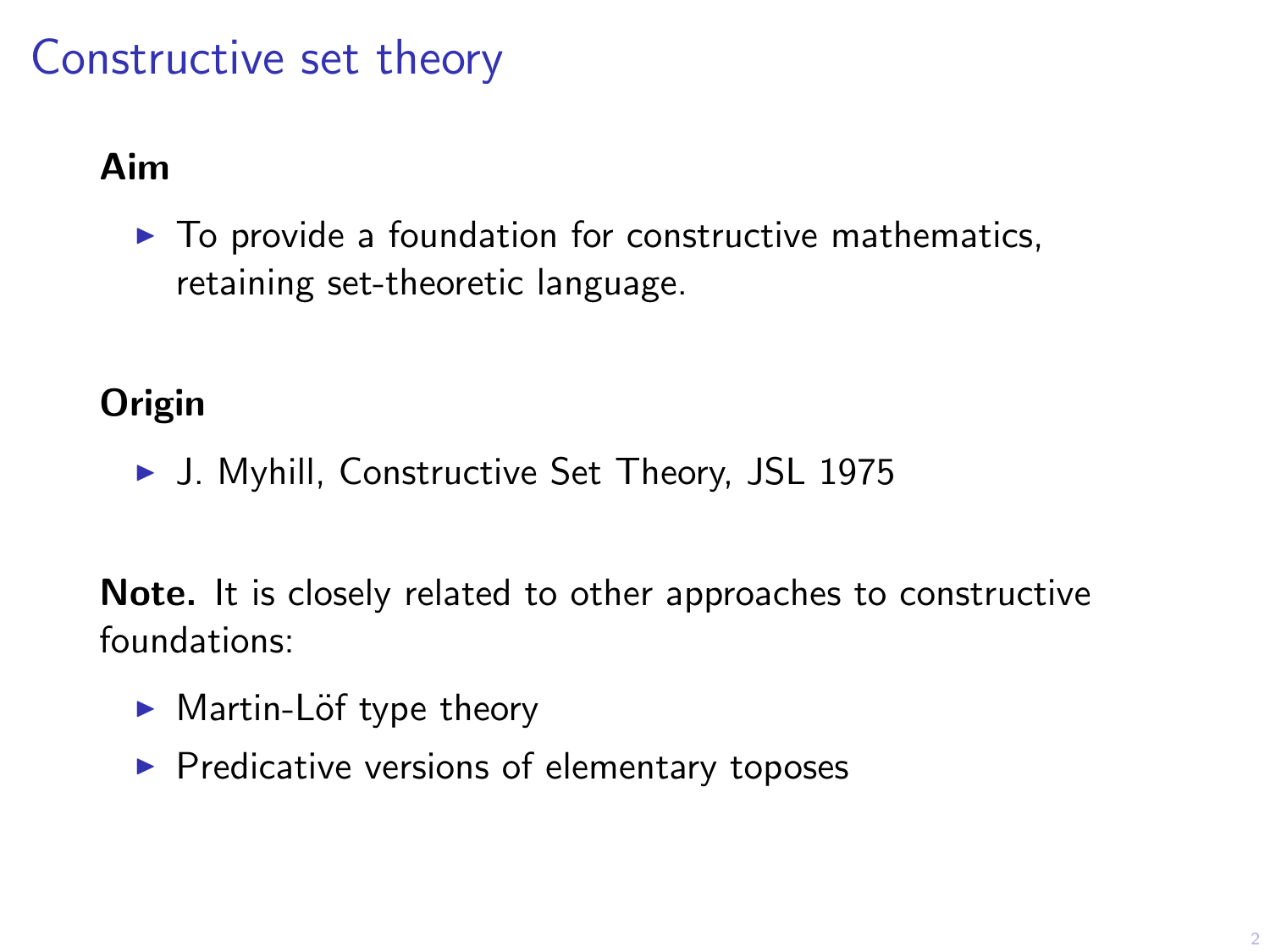# Constructive set theory

**Aim**

- To provide a foundation for constructive mathematics, retaining set-theoretic language.

**Origin**

- J. Myhill, Constructive Set Theory, JSL 1975

**Note.** It is closely related to other approaches to constructive foundations:

- Martin-Löf type theory
- Predicative versions of elementary toposes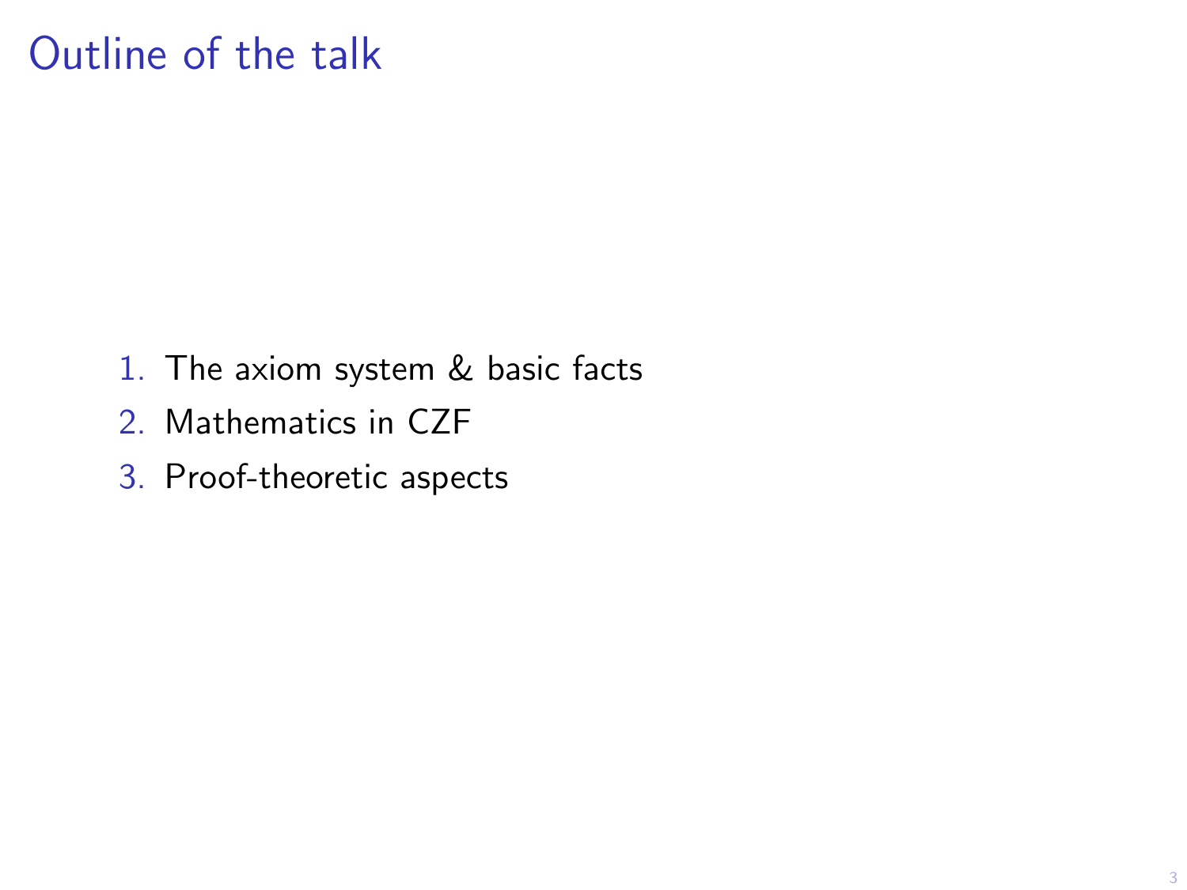# Outline of the talk

1. The axiom system & basic facts
2. Mathematics in CZF
3. Proof-theoretic aspects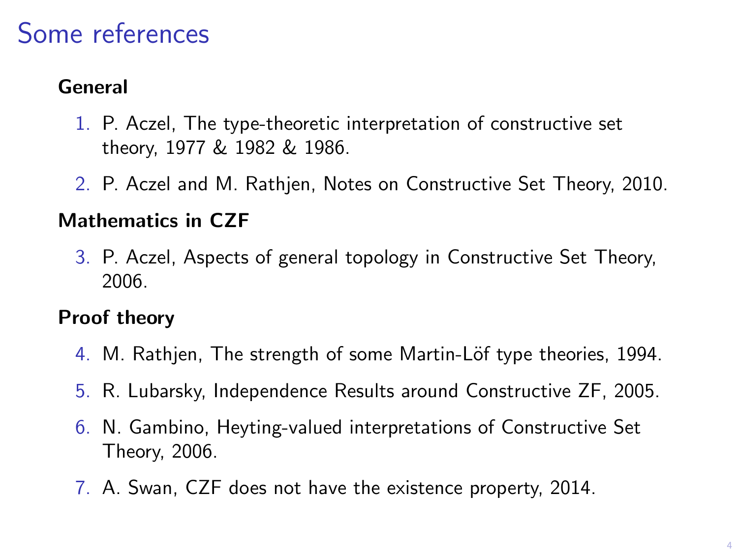# Some references

**General**

1. P. Aczel, The type-theoretic interpretation of constructive set theory, 1977 & 1982 & 1986.
2. P. Aczel and M. Rathjen, Notes on Constructive Set Theory, 2010.

**Mathematics in CZF**

3. P. Aczel, Aspects of general topology in Constructive Set Theory, 2006.

**Proof theory**

4. M. Rathjen, The strength of some Martin-Löf type theories, 1994.
5. R. Lubarsky, Independence Results around Constructive ZF, 2005.
6. N. Gambino, Heyting-valued interpretations of Constructive Set Theory, 2006.
7. A. Swan, CZF does not have the existence property, 2014.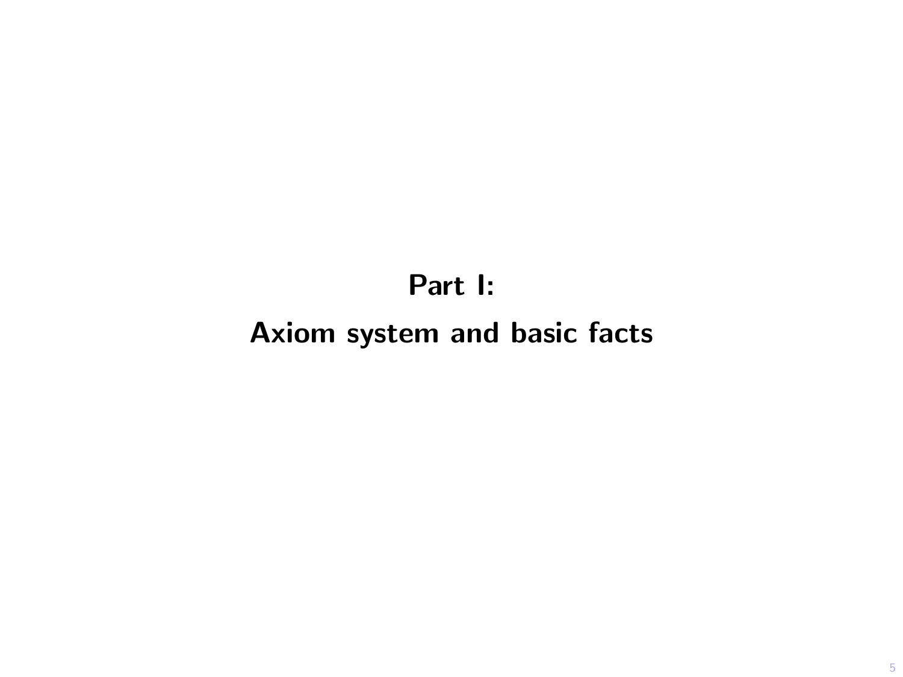# Part I:

# Axiom system and basic facts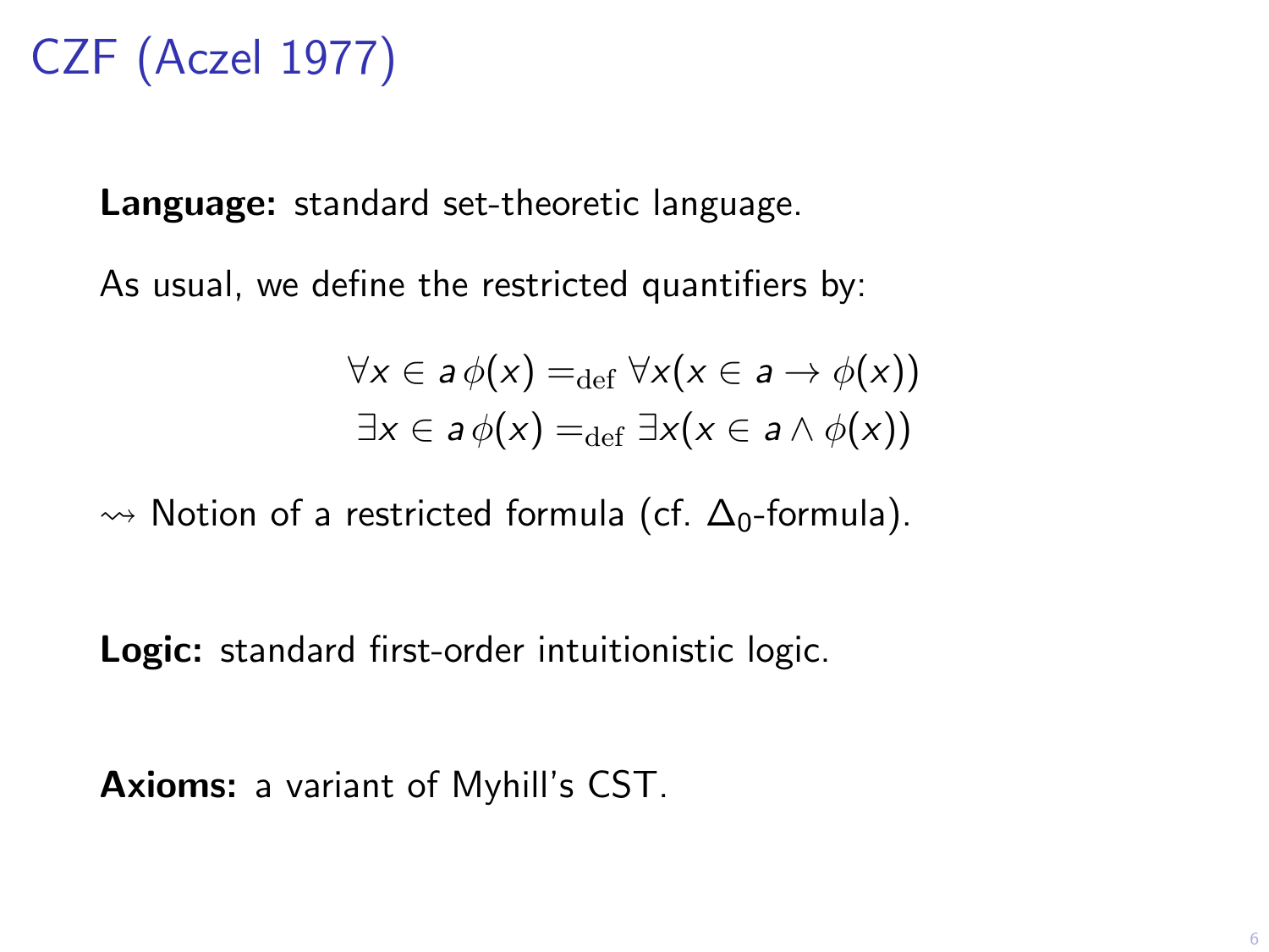# CZF (Aczel 1977)

**Language:** standard set-theoretic language.

As usual, we define the restricted quantifiers by:

$$\forall x \in a\, \phi(x) =_{\text{def}} \forall x (x \in a \rightarrow \phi(x))$$
$$\exists x \in a\, \phi(x) =_{\text{def}} \exists x (x \in a \wedge \phi(x))$$

$\rightsquigarrow$ Notion of a restricted formula (cf. $\Delta_0$-formula).

**Logic:** standard first-order intuitionistic logic.

**Axioms:** a variant of Myhill's CST.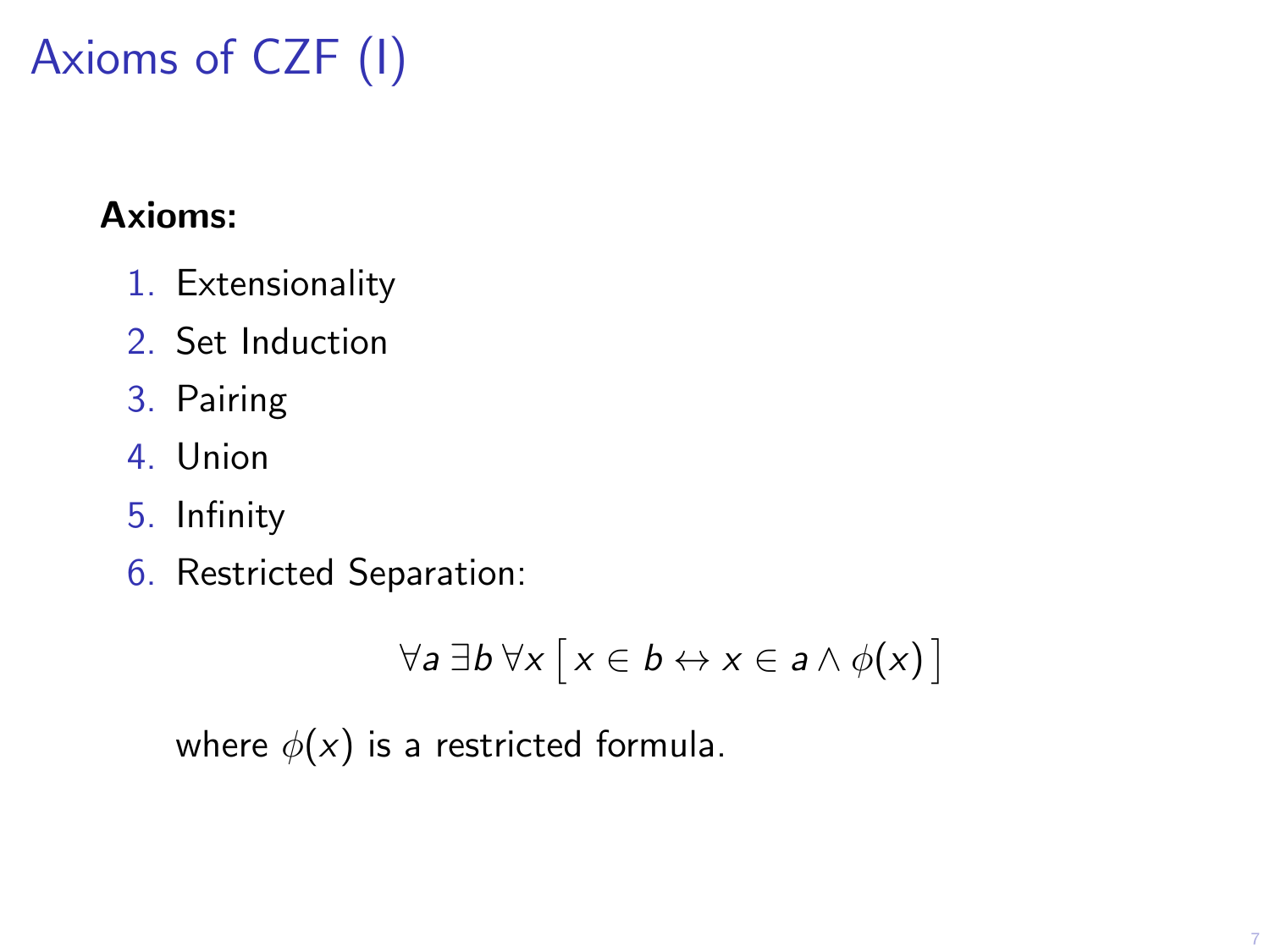# Axioms of CZF (I)

**Axioms:**

1. Extensionality
2. Set Induction
3. Pairing
4. Union
5. Infinity
6. Restricted Separation:

$$\forall a \, \exists b \, \forall x \, \big[ \, x \in b \leftrightarrow x \in a \wedge \phi(x) \, \big]$$

   where $\phi(x)$ is a restricted formula.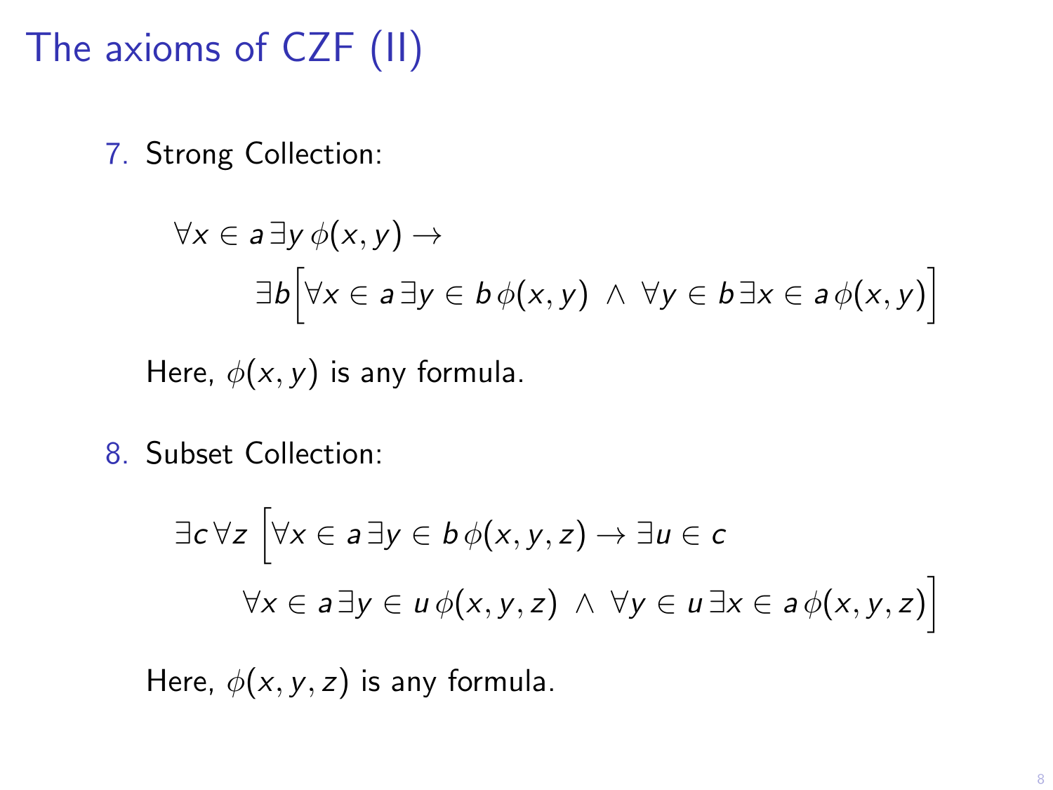# The axioms of CZF (II)

7. Strong Collection:

$$\forall x \in a \, \exists y \, \phi(x, y) \rightarrow$$
$$\exists b \Big[ \forall x \in a \, \exists y \in b \, \phi(x, y) \;\wedge\; \forall y \in b \, \exists x \in a \, \phi(x, y) \Big]$$

   Here, $\phi(x, y)$ is any formula.

8. Subset Collection:

$$\exists c \, \forall z \, \Big[ \forall x \in a \, \exists y \in b \, \phi(x, y, z) \rightarrow \exists u \in c$$
$$\forall x \in a \, \exists y \in u \, \phi(x, y, z) \;\wedge\; \forall y \in u \, \exists x \in a \, \phi(x, y, z) \Big]$$

   Here, $\phi(x, y, z)$ is any formula.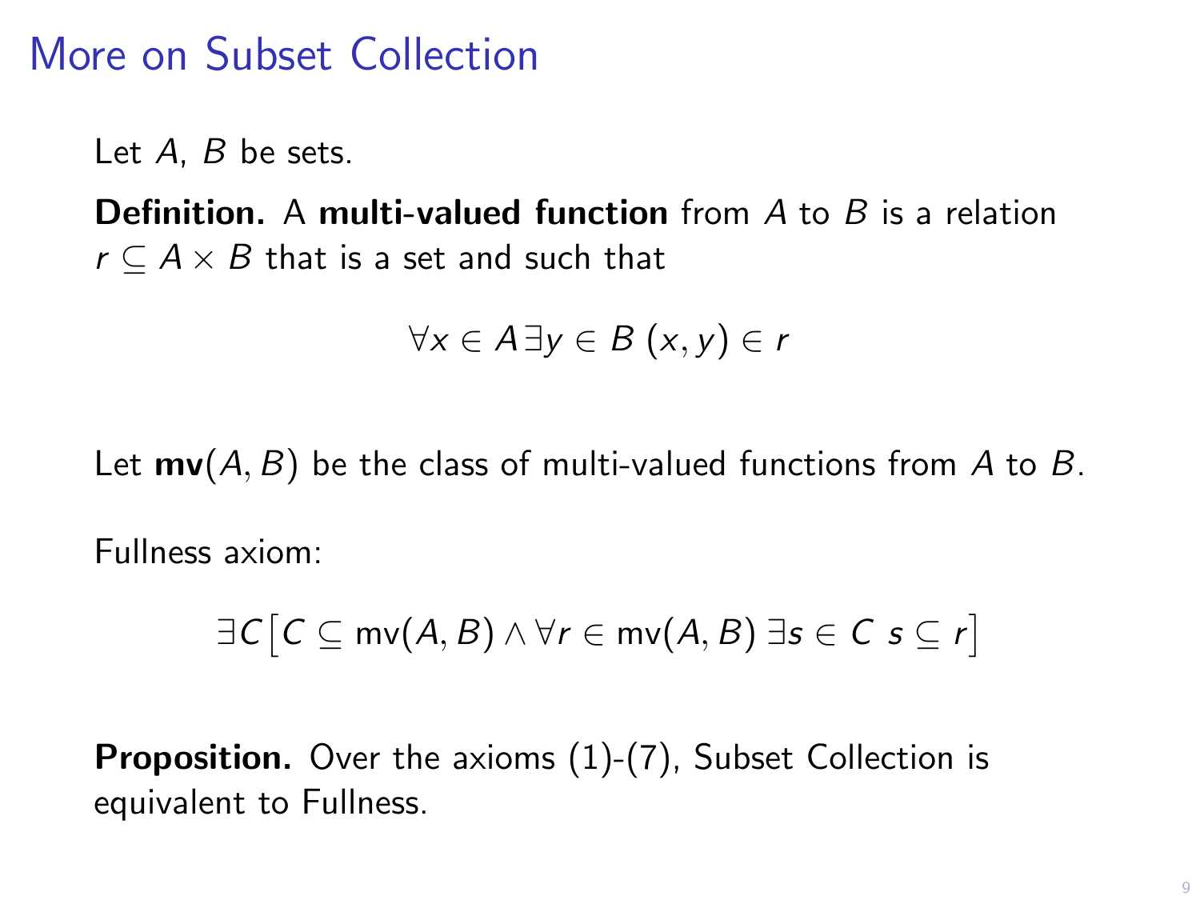# More on Subset Collection

Let $A$, $B$ be sets.

**Definition.** A **multi-valued function** from $A$ to $B$ is a relation $r \subseteq A \times B$ that is a set and such that

$$\forall x \in A \, \exists y \in B \; (x, y) \in r$$

Let $\mathbf{mv}(A, B)$ be the class of multi-valued functions from $A$ to $B$.

Fullness axiom:

$$\exists C \big[ C \subseteq \mathrm{mv}(A, B) \wedge \forall r \in \mathrm{mv}(A, B) \; \exists s \in C \;\, s \subseteq r \big]$$

**Proposition.** Over the axioms (1)-(7), Subset Collection is equivalent to Fullness.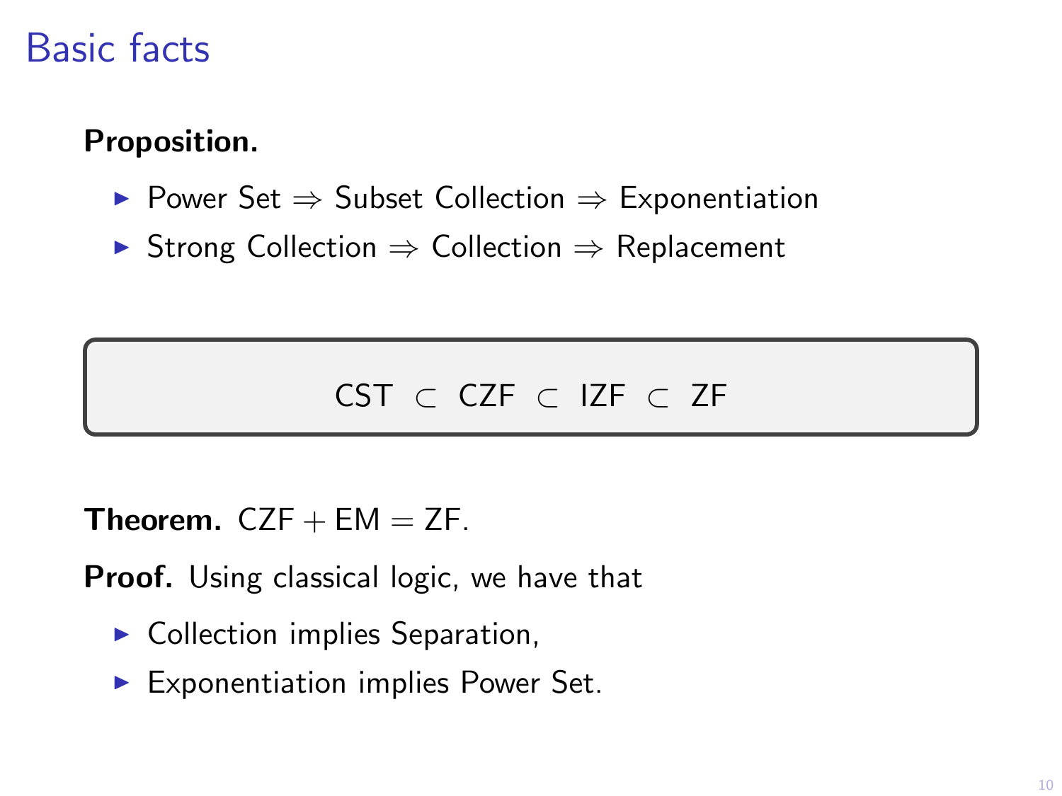# Basic facts

**Proposition.**

- Power Set $\Rightarrow$ Subset Collection $\Rightarrow$ Exponentiation
- Strong Collection $\Rightarrow$ Collection $\Rightarrow$ Replacement

$$\mathsf{CST} \subset \mathsf{CZF} \subset \mathsf{IZF} \subset \mathsf{ZF}$$

**Theorem.** $\mathsf{CZF} + \mathsf{EM} = \mathsf{ZF}$.

**Proof.** Using classical logic, we have that

- Collection implies Separation,
- Exponentiation implies Power Set.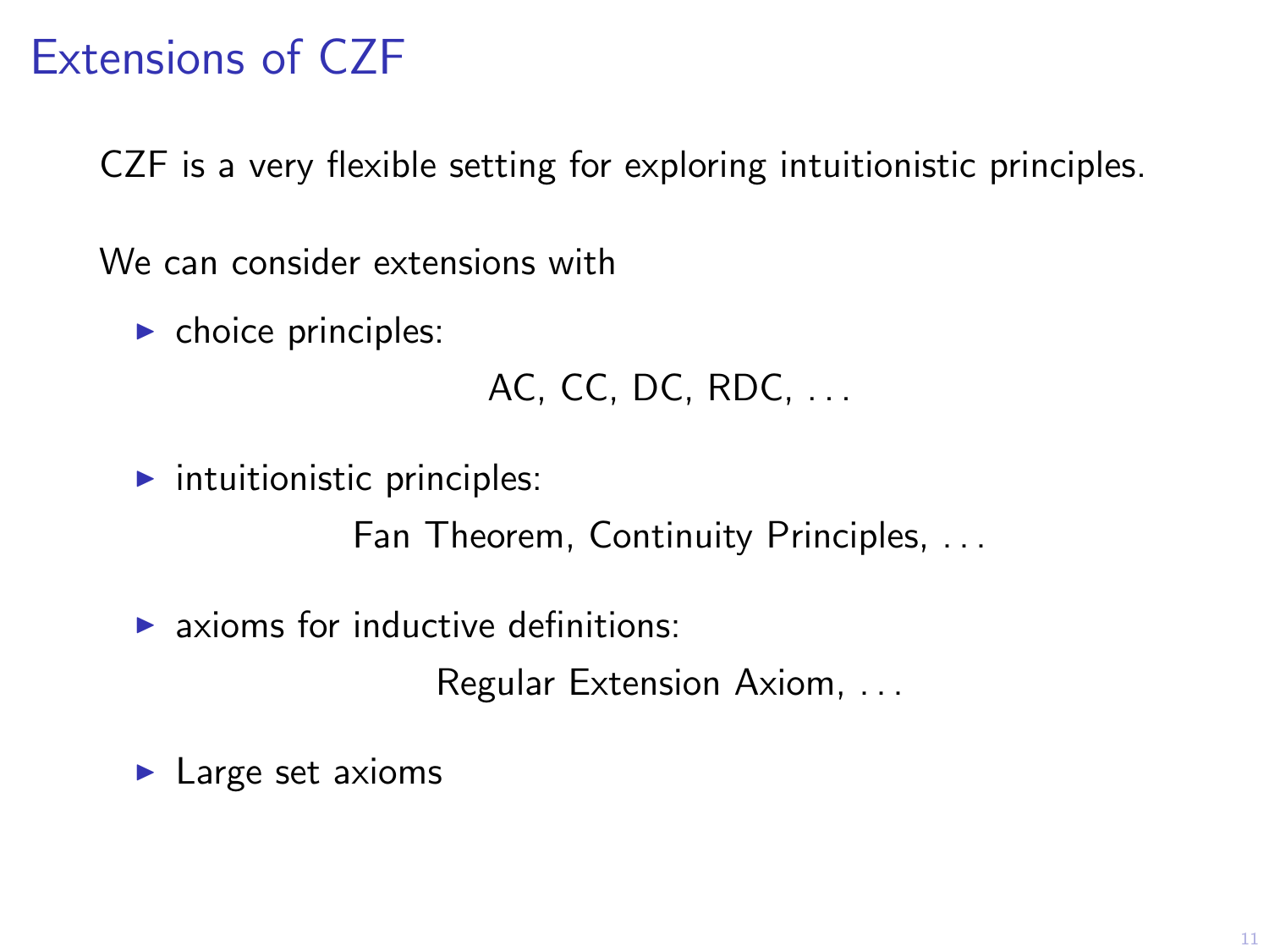# Extensions of CZF

CZF is a very flexible setting for exploring intuitionistic principles.

We can consider extensions with

- choice principles:

  AC, CC, DC, RDC, ...

- intuitionistic principles:

  Fan Theorem, Continuity Principles, ...

- axioms for inductive definitions:

  Regular Extension Axiom, ...

- Large set axioms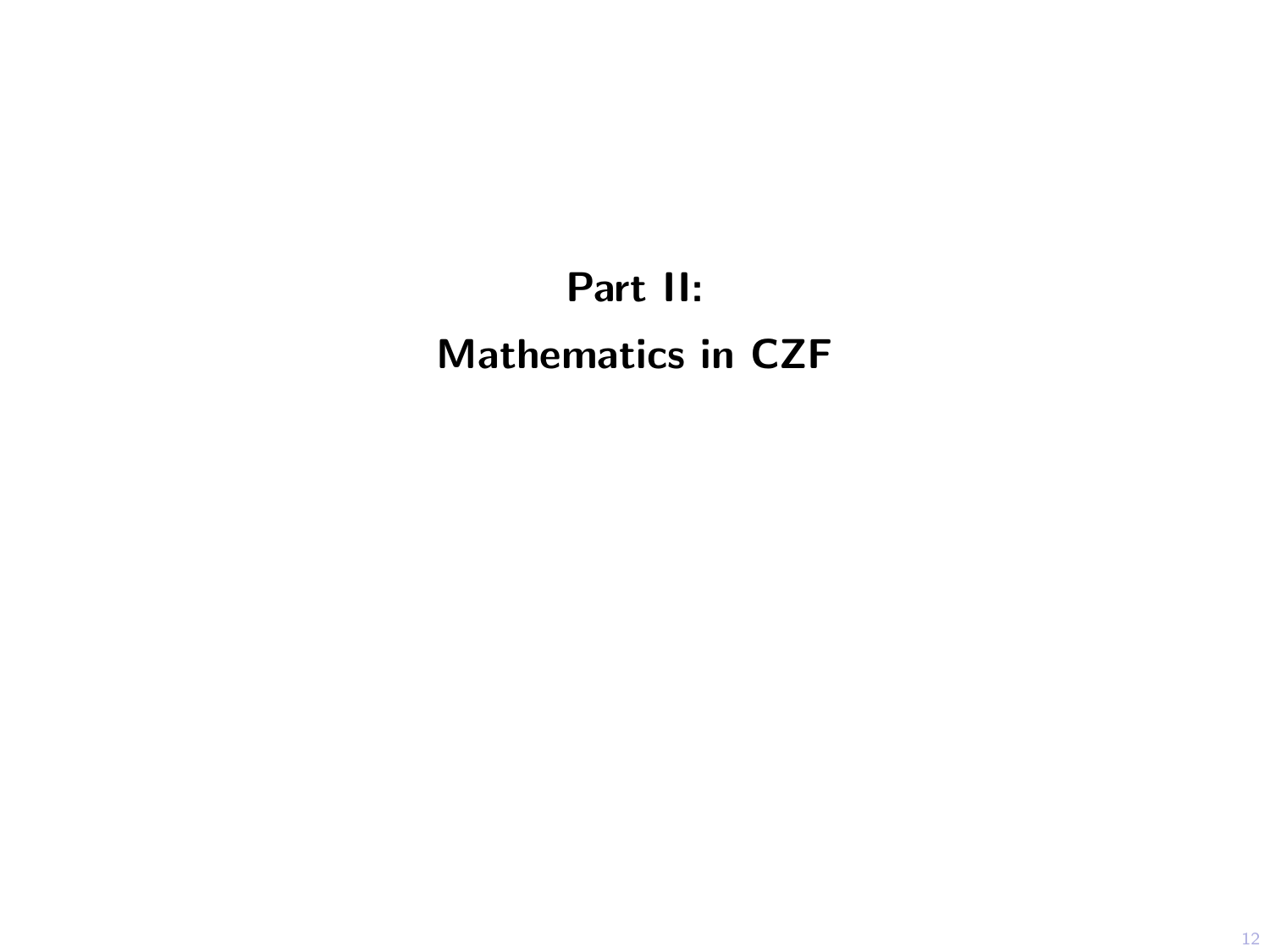# Part II:

# Mathematics in CZF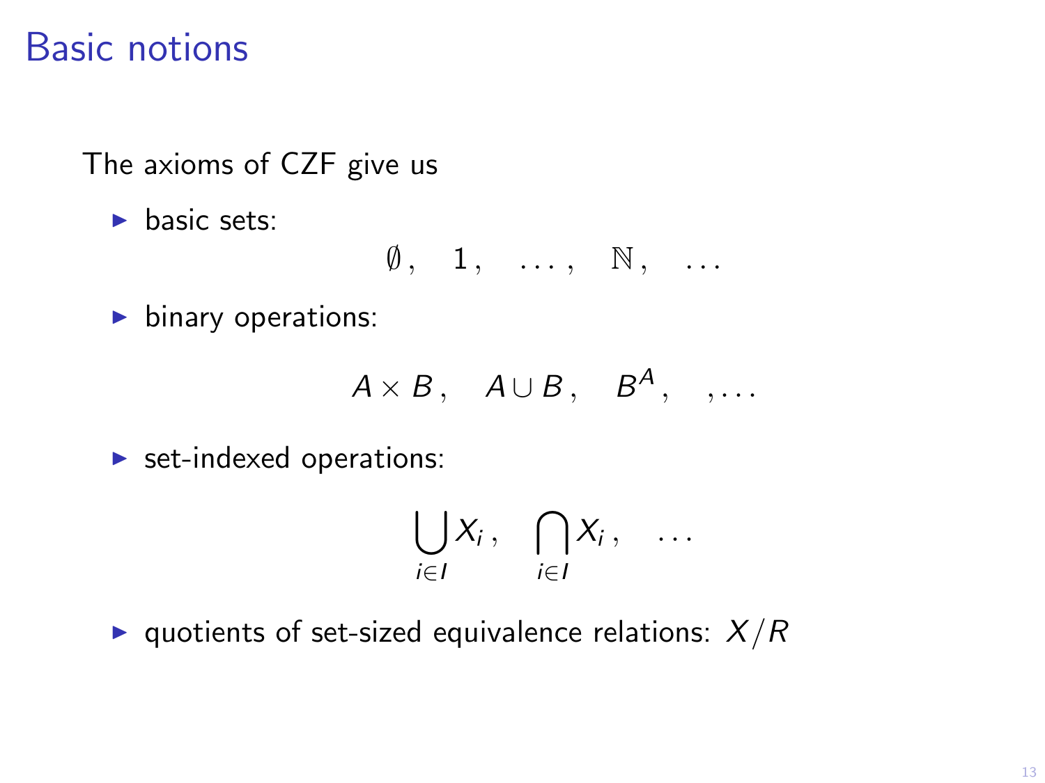# Basic notions

The axioms of CZF give us

- basic sets:

$$\emptyset\,, \quad 1\,, \quad \ldots\,, \quad \mathbb{N}\,, \quad \ldots$$

- binary operations:

$$A \times B\,, \quad A \cup B\,, \quad B^A\,, \quad , \ldots$$

- set-indexed operations:

$$\bigcup_{i \in I} X_i\,, \quad \bigcap_{i \in I} X_i\,, \quad \ldots$$

- quotients of set-sized equivalence relations: $X/R$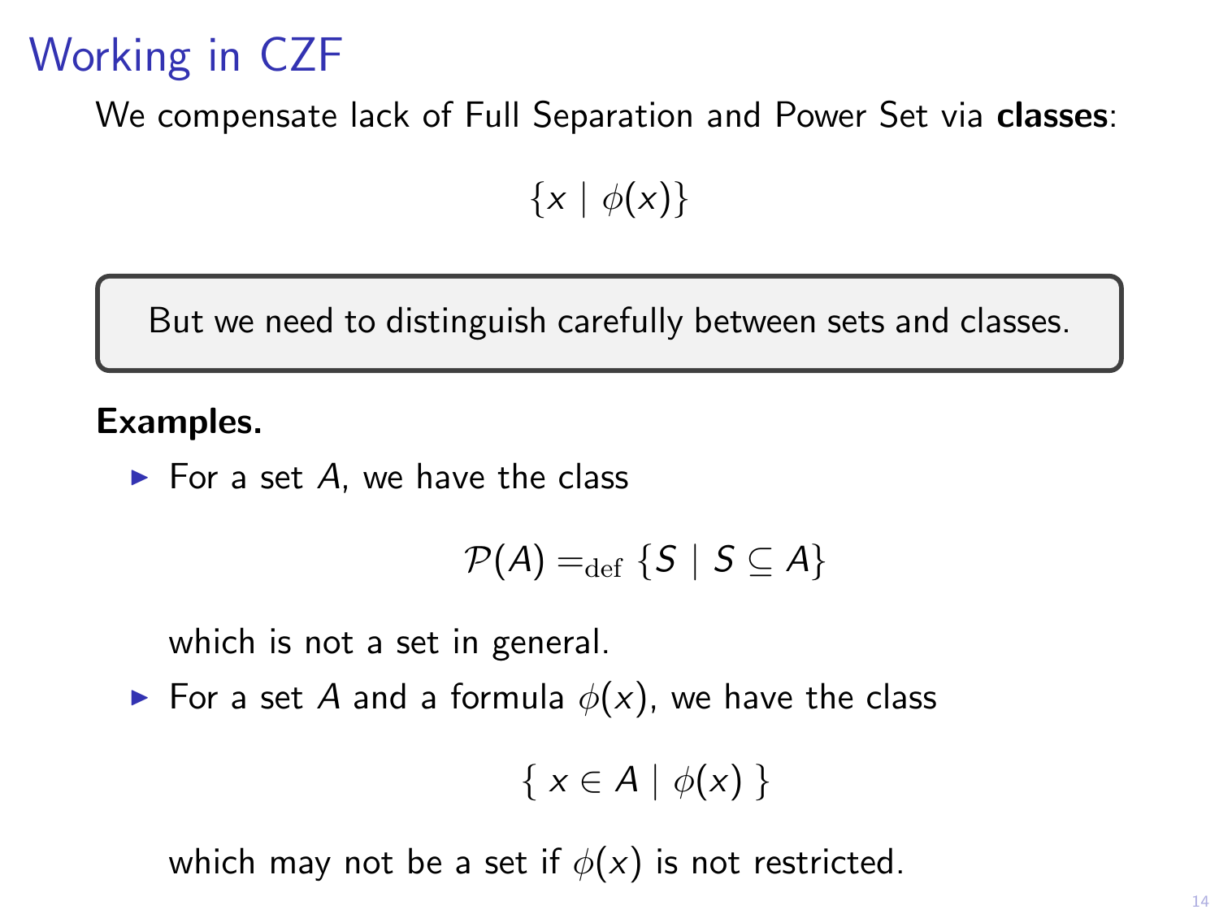# Working in CZF

We compensate lack of Full Separation and Power Set via **classes**:

$$\{x \mid \phi(x)\}$$

> But we need to distinguish carefully between sets and classes.

**Examples.**

- For a set $A$, we have the class

$$\mathcal{P}(A) =_{\text{def}} \{S \mid S \subseteq A\}$$

  which is not a set in general.

- For a set $A$ and a formula $\phi(x)$, we have the class

$$\{\, x \in A \mid \phi(x) \,\}$$

  which may not be a set if $\phi(x)$ is not restricted.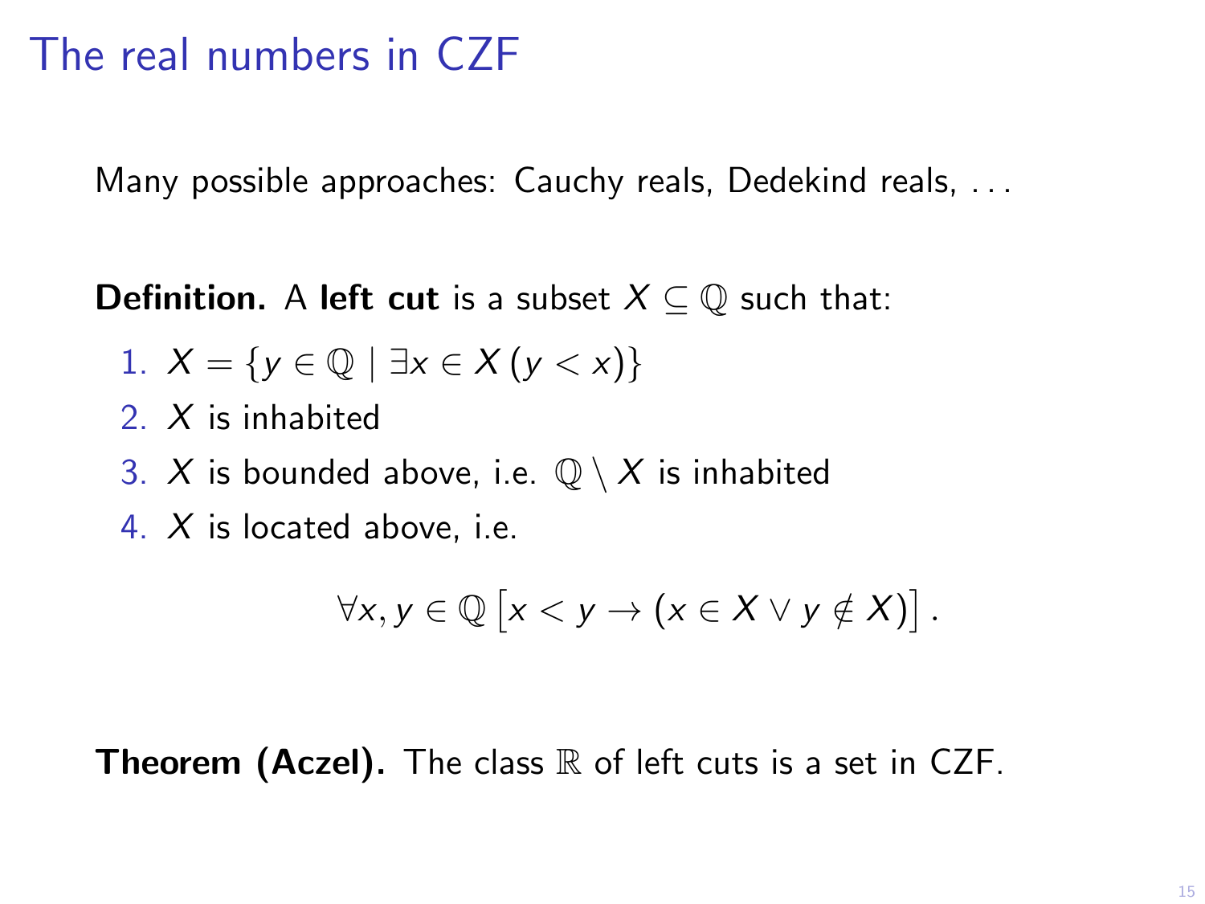# The real numbers in CZF

Many possible approaches: Cauchy reals, Dedekind reals, . . .

**Definition.** A **left cut** is a subset $X \subseteq \mathbb{Q}$ such that:

1. $X = \{y \in \mathbb{Q} \mid \exists x \in X \, (y < x)\}$
2. $X$ is inhabited
3. $X$ is bounded above, i.e. $\mathbb{Q} \setminus X$ is inhabited
4. $X$ is located above, i.e.

$$\forall x, y \in \mathbb{Q} \left[ x < y \to (x \in X \vee y \notin X) \right].$$

**Theorem (Aczel).** The class $\mathbb{R}$ of left cuts is a set in CZF.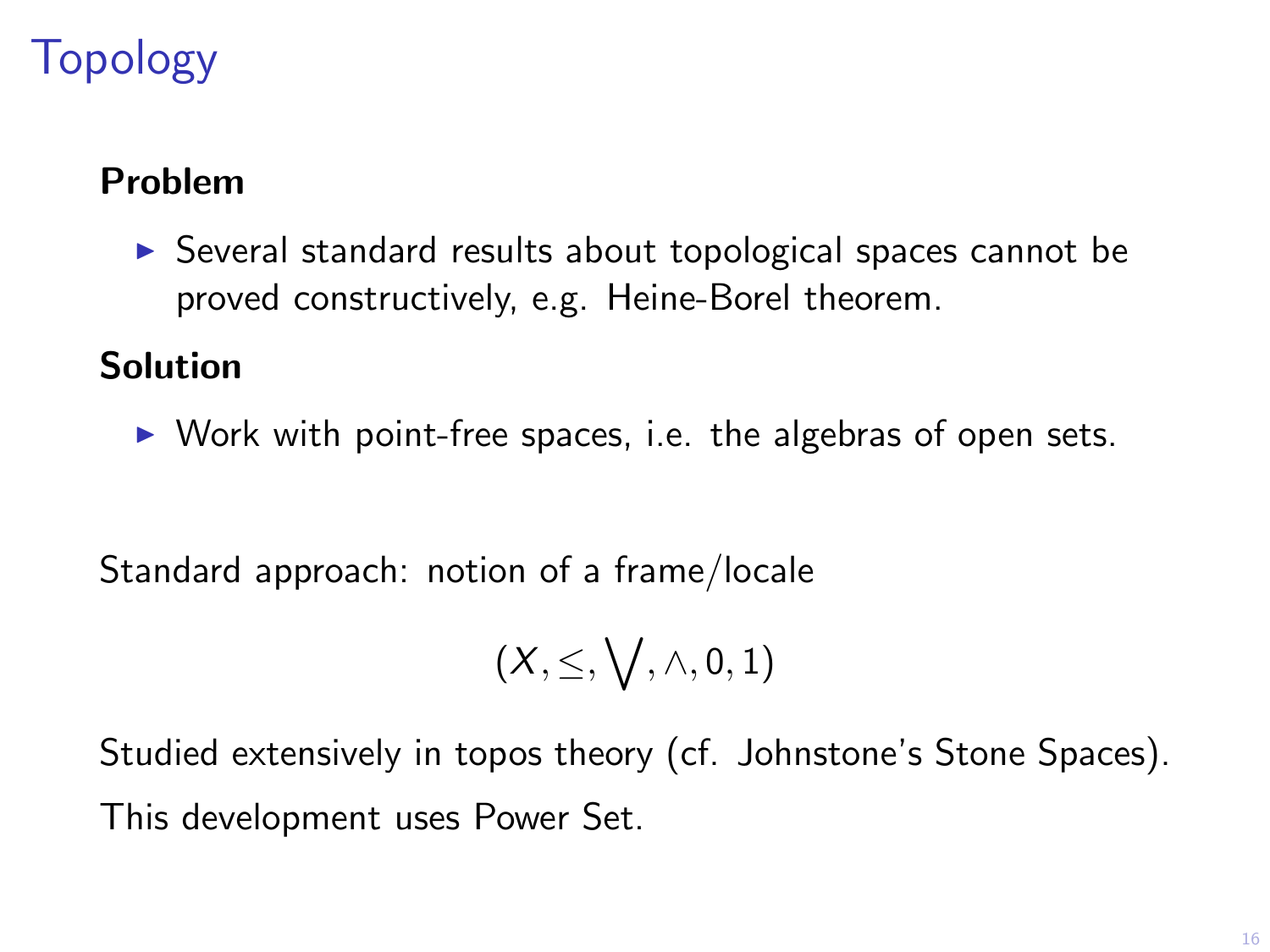# Topology

**Problem**

- Several standard results about topological spaces cannot be proved constructively, e.g. Heine-Borel theorem.

**Solution**

- Work with point-free spaces, i.e. the algebras of open sets.

Standard approach: notion of a frame/locale

$$(X, \leq, \bigvee, \wedge, 0, 1)$$

Studied extensively in topos theory (cf. Johnstone's Stone Spaces).

This development uses Power Set.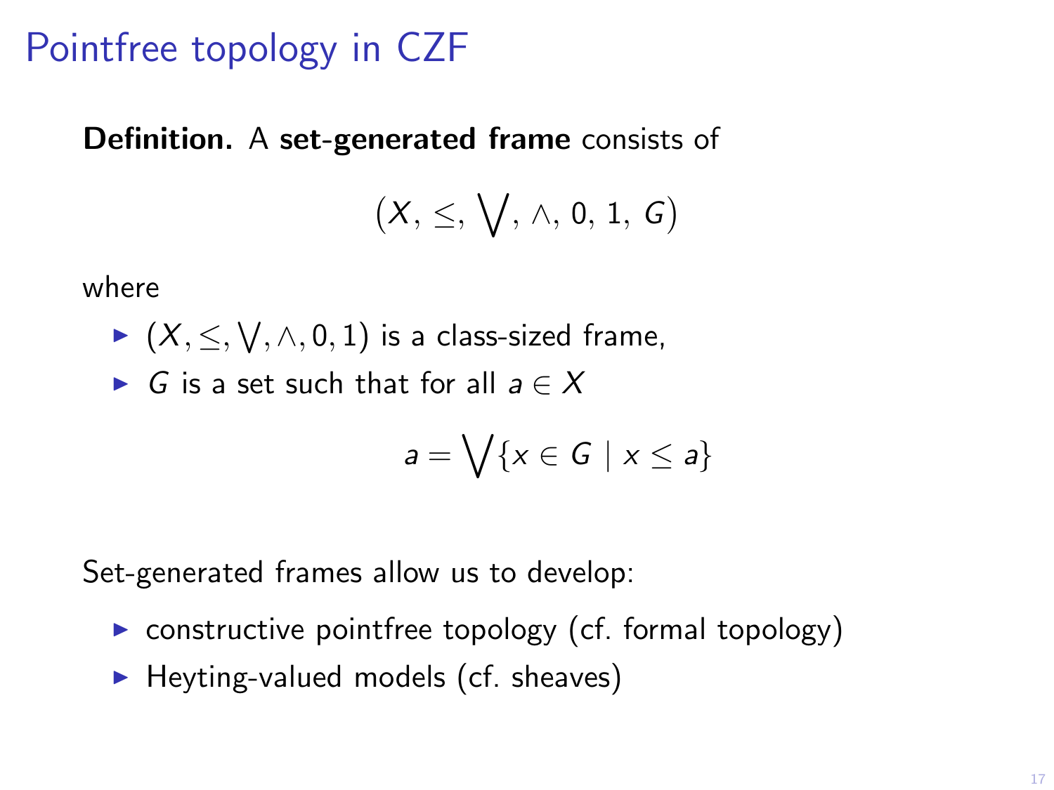# Pointfree topology in CZF

**Definition.** A **set-generated frame** consists of

$$(X,\ \leq,\ \bigvee,\ \wedge,\ 0,\ 1,\ G)$$

where

- $(X, \leq, \bigvee, \wedge, 0, 1)$ is a class-sized frame,
- $G$ is a set such that for all $a \in X$

$$a = \bigvee \{x \in G \mid x \leq a\}$$

Set-generated frames allow us to develop:

- constructive pointfree topology (cf. formal topology)
- Heyting-valued models (cf. sheaves)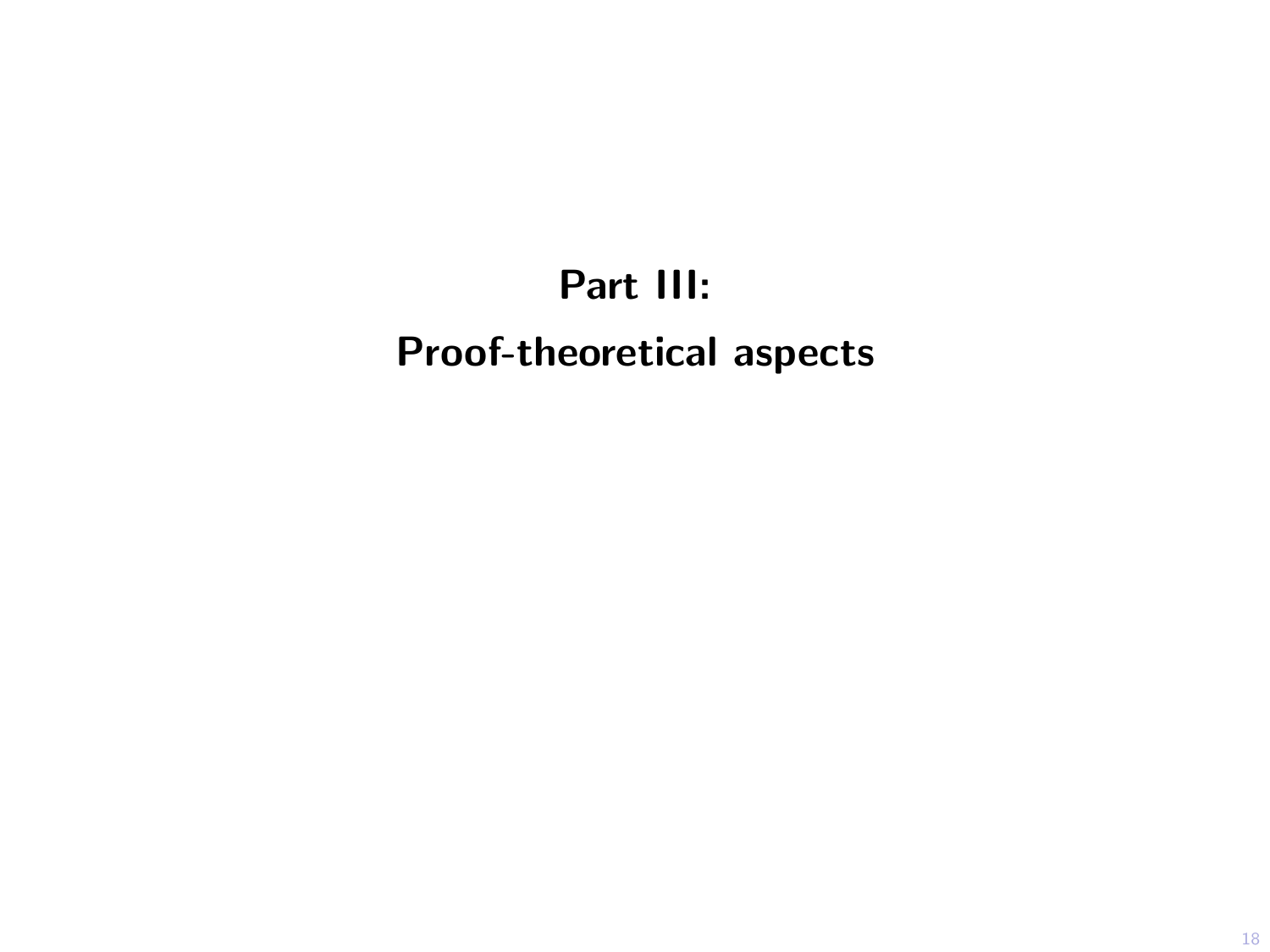# Part III:

# Proof-theoretical aspects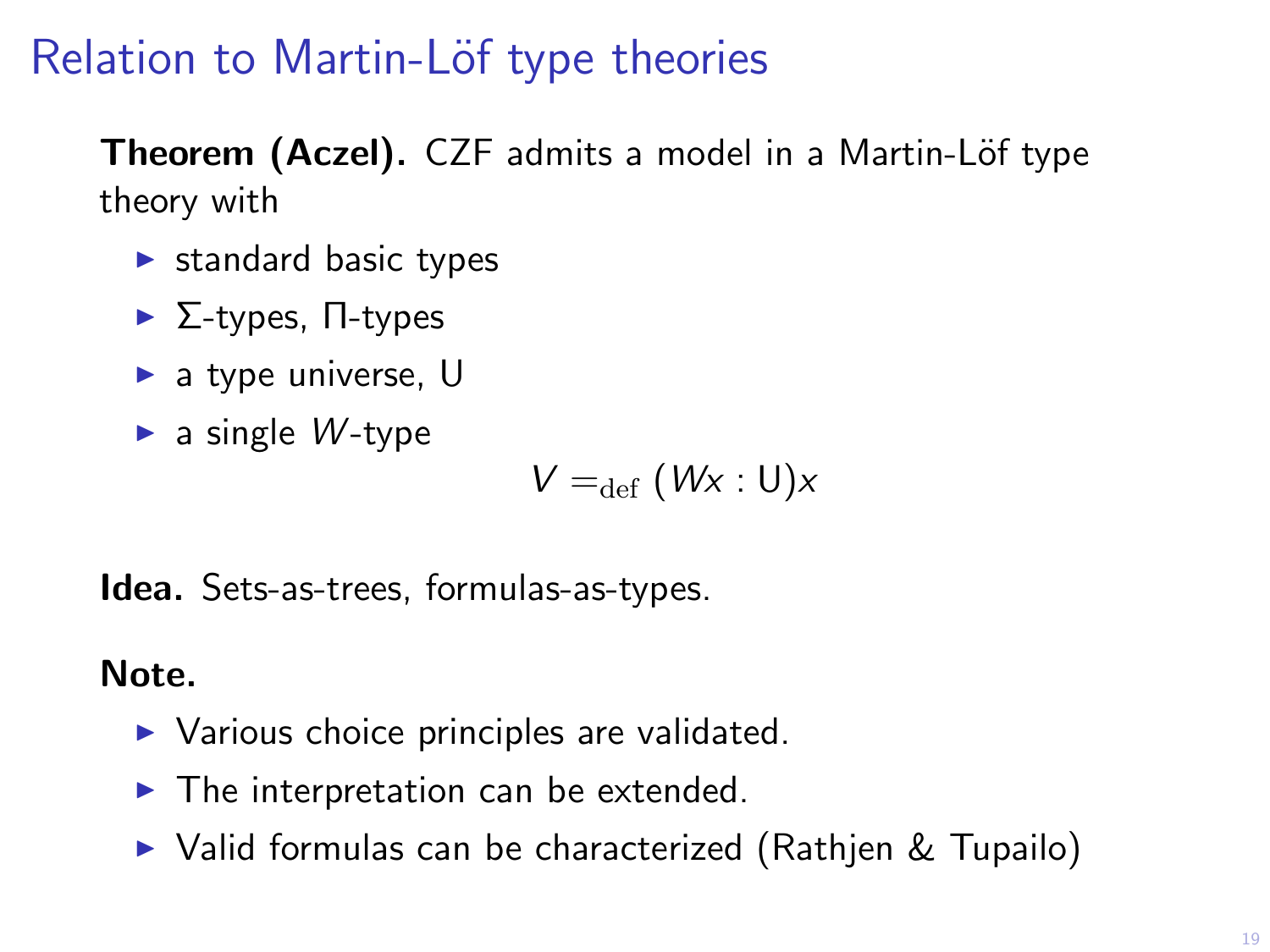# Relation to Martin-Löf type theories

**Theorem (Aczel).** CZF admits a model in a Martin-Löf type theory with

- standard basic types
- $\Sigma$-types, $\Pi$-types
- a type universe, U
- a single $W$-type

$$V =_{\text{def}} (Wx : \mathsf{U})x$$

**Idea.** Sets-as-trees, formulas-as-types.

**Note.**

- Various choice principles are validated.
- The interpretation can be extended.
- Valid formulas can be characterized (Rathjen & Tupailo)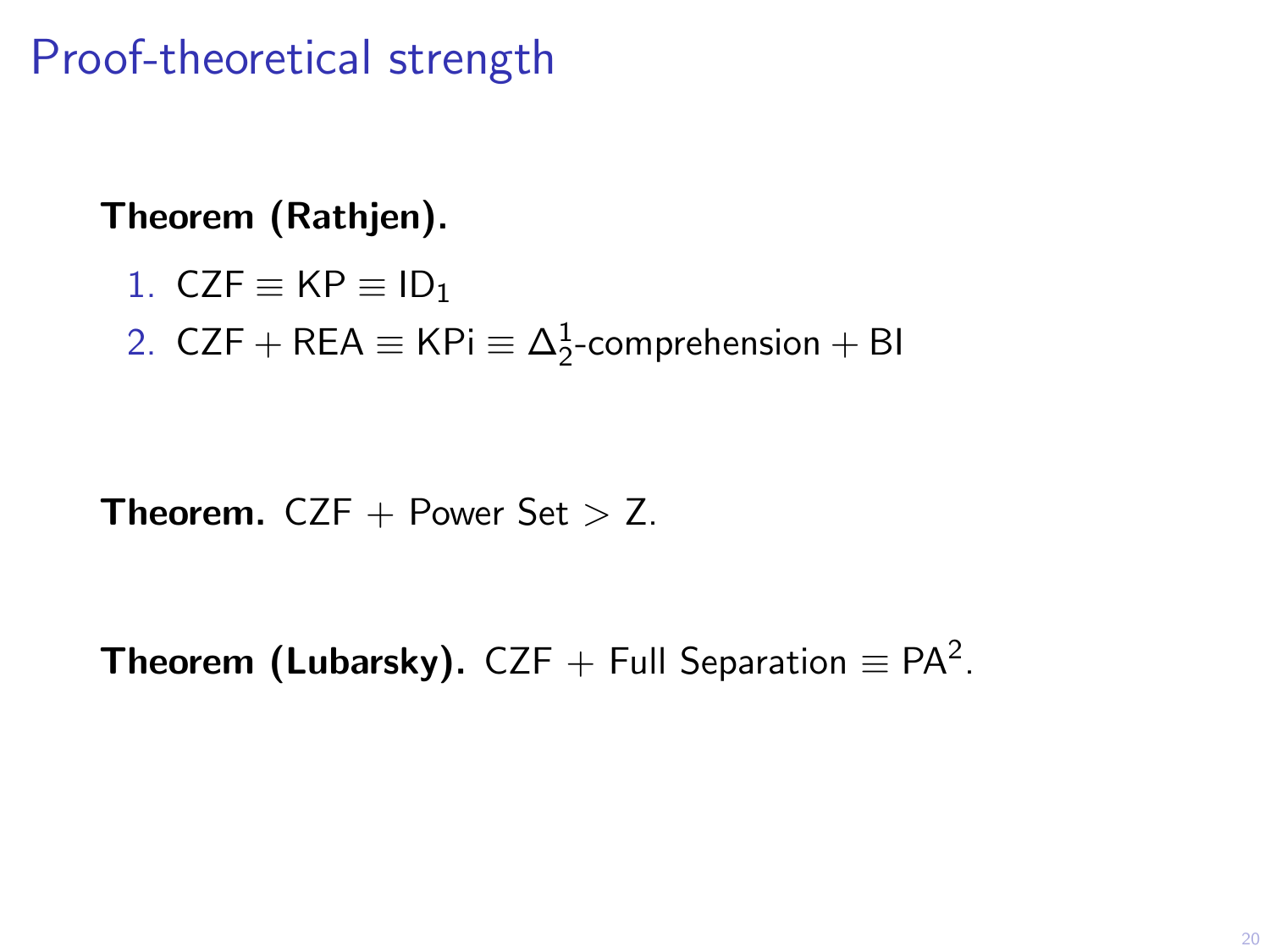# Proof-theoretical strength

**Theorem (Rathjen).**

1. $\mathsf{CZF} \equiv \mathsf{KP} \equiv \mathsf{ID}_1$
2. $\mathsf{CZF} + \mathsf{REA} \equiv \mathsf{KPi} \equiv \Delta^1_2$-comprehension $+ \mathsf{BI}$

**Theorem.** CZF + Power Set > Z.

**Theorem (Lubarsky).** CZF + Full Separation $\equiv \mathsf{PA}^2$.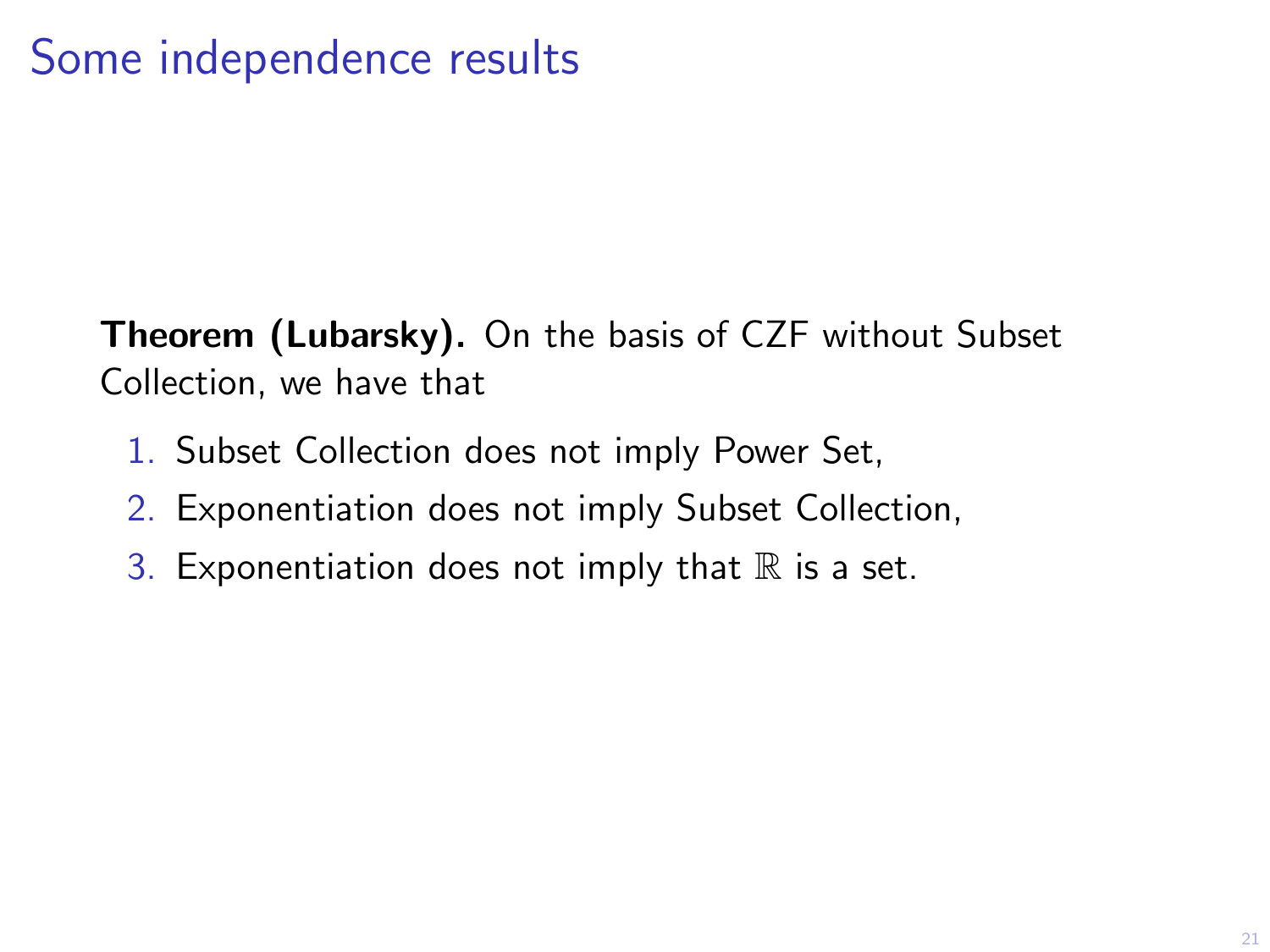# Some independence results

**Theorem (Lubarsky).** On the basis of CZF without Subset Collection, we have that

1. Subset Collection does not imply Power Set,
2. Exponentiation does not imply Subset Collection,
3. Exponentiation does not imply that $\mathbb{R}$ is a set.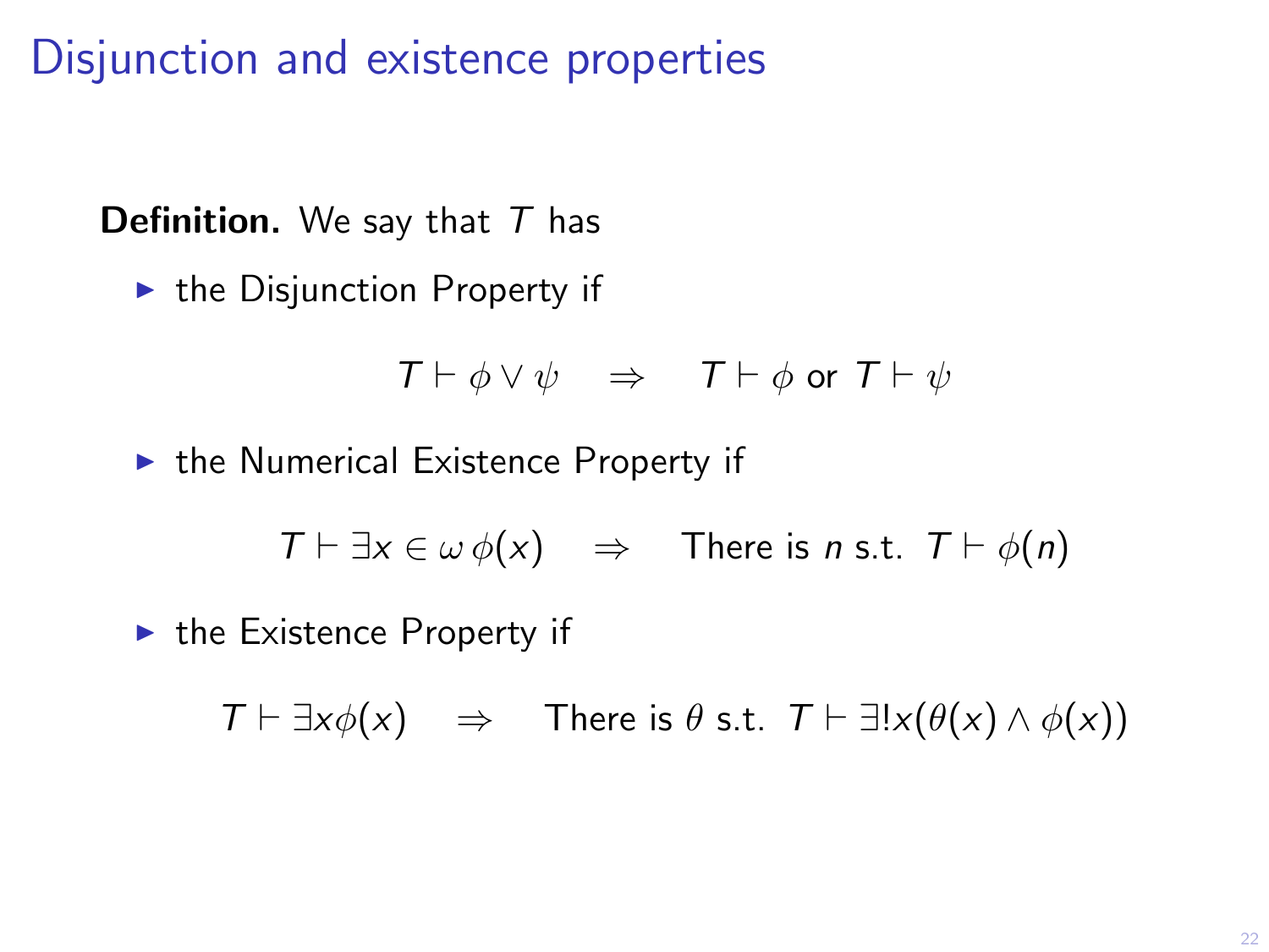# Disjunction and existence properties

**Definition.** We say that $T$ has

- the Disjunction Property if

$$T \vdash \phi \vee \psi \quad \Rightarrow \quad T \vdash \phi \text{ or } T \vdash \psi$$

- the Numerical Existence Property if

$$T \vdash \exists x \in \omega \, \phi(x) \quad \Rightarrow \quad \text{There is } n \text{ s.t. } T \vdash \phi(n)$$

- the Existence Property if

$$T \vdash \exists x \phi(x) \quad \Rightarrow \quad \text{There is } \theta \text{ s.t. } T \vdash \exists ! x(\theta(x) \wedge \phi(x))$$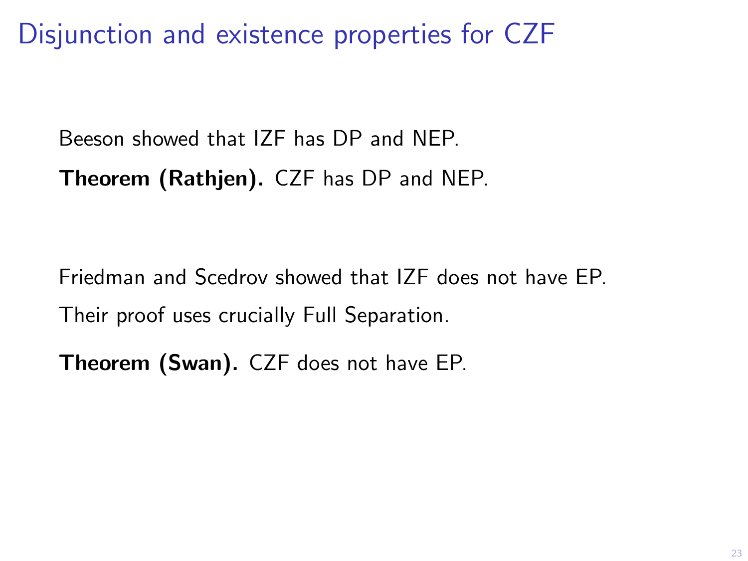# Disjunction and existence properties for CZF

Beeson showed that IZF has DP and NEP.

**Theorem (Rathjen).** CZF has DP and NEP.

Friedman and Scedrov showed that IZF does not have EP.

Their proof uses crucially Full Separation.

**Theorem (Swan).** CZF does not have EP.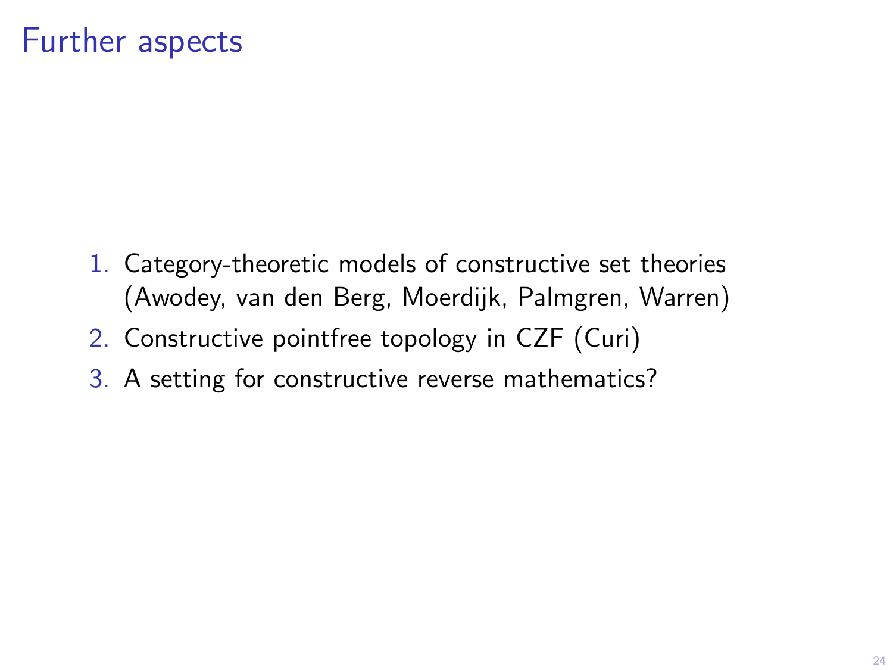# Further aspects

1. Category-theoretic models of constructive set theories (Awodey, van den Berg, Moerdijk, Palmgren, Warren)
2. Constructive pointfree topology in CZF (Curi)
3. A setting for constructive reverse mathematics?